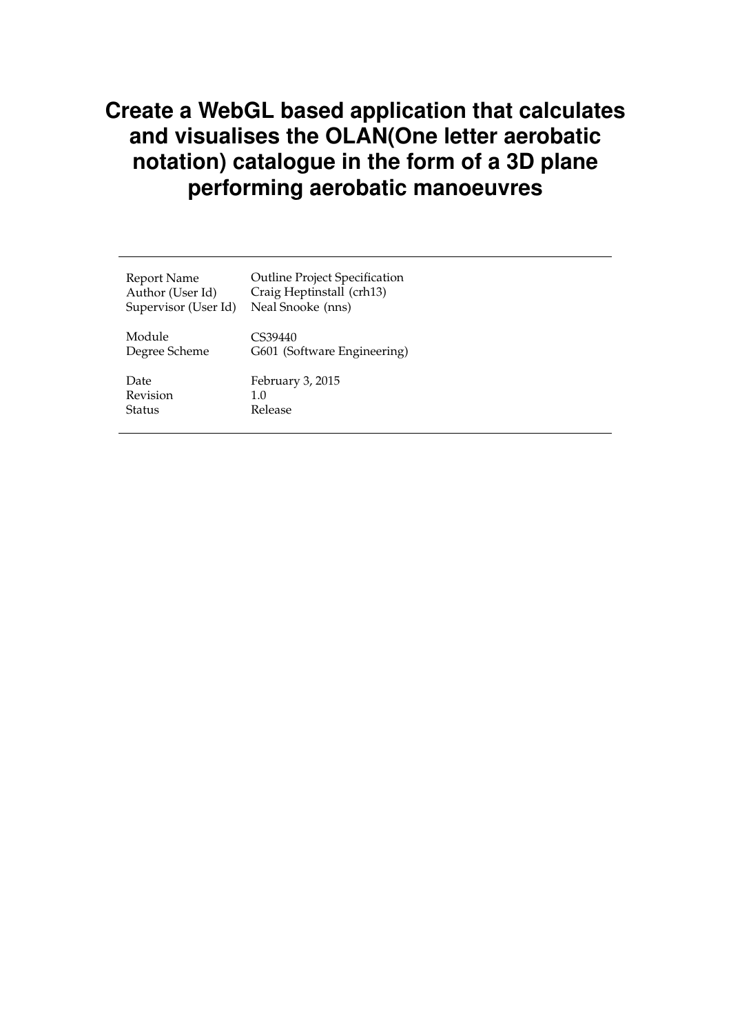# Create a WebGL based application that calculates and visualises the OLAN(One letter aerobatic notation) catalogue in the form of a 3D plane performing aerobatic manoeuvres

| | |
|---|---|
| Report Name | Outline Project Specification |
| Author (User Id) | Craig Heptinstall (crh13) |
| Supervisor (User Id) | Neal Snooke (nns) |
| Module | CS39440 |
| Degree Scheme | G601 (Software Engineering) |
| Date | February 3, 2015 |
| Revision | 1.0 |
| Status | Release |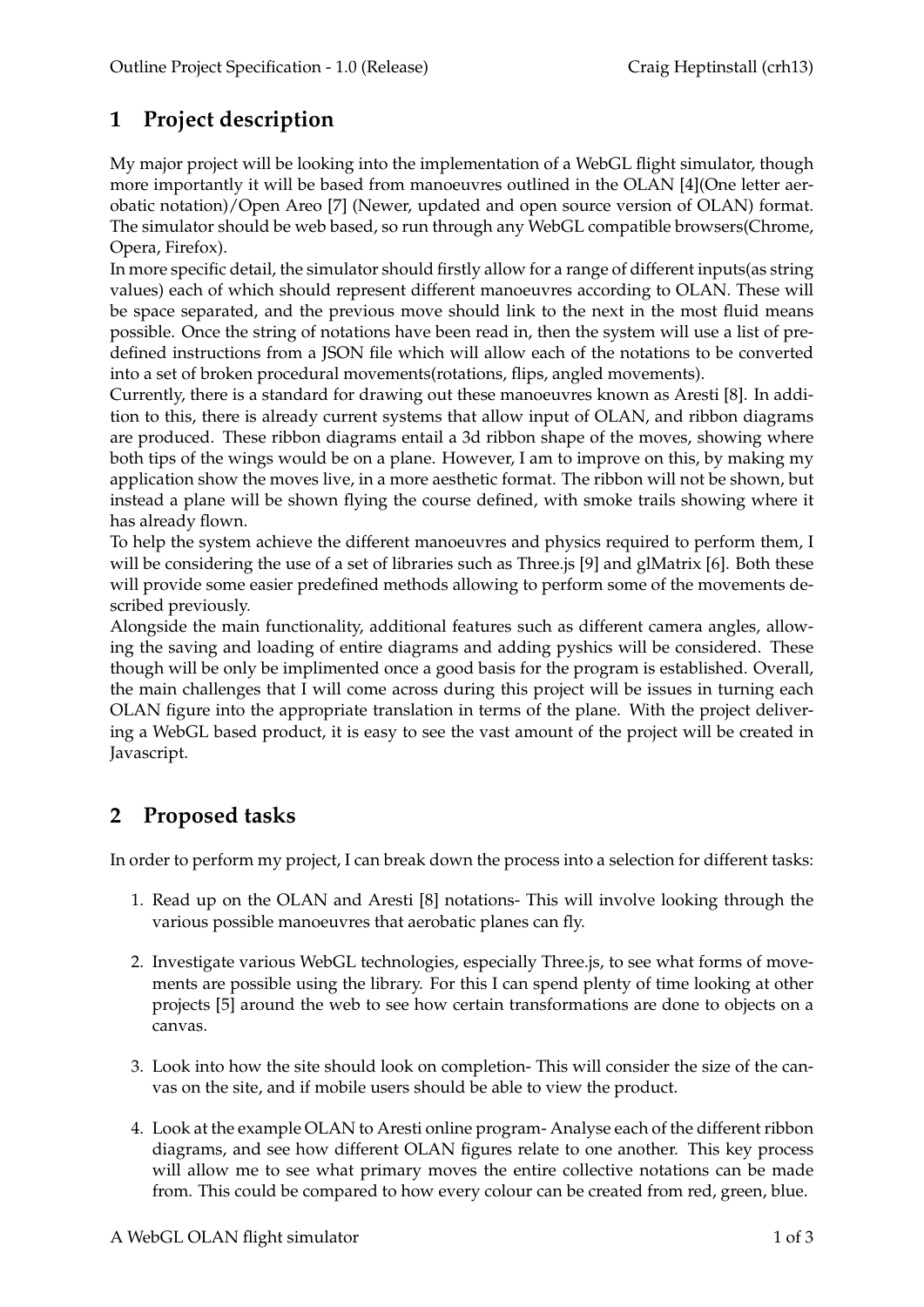# 1 Project description

My major project will be looking into the implementation of a WebGL flight simulator, though more importantly it will be based from manoeuvres outlined in the OLAN [4](One letter aerobatic notation)/Open Areo [7] (Newer, updated and open source version of OLAN) format. The simulator should be web based, so run through any WebGL compatible browsers(Chrome, Opera, Firefox).

In more specific detail, the simulator should firstly allow for a range of different inputs(as string values) each of which should represent different manoeuvres according to OLAN. These will be space separated, and the previous move should link to the next in the most fluid means possible. Once the string of notations have been read in, then the system will use a list of predefined instructions from a JSON file which will allow each of the notations to be converted into a set of broken procedural movements(rotations, flips, angled movements).

Currently, there is a standard for drawing out these manoeuvres known as Aresti [8]. In addition to this, there is already current systems that allow input of OLAN, and ribbon diagrams are produced. These ribbon diagrams entail a 3d ribbon shape of the moves, showing where both tips of the wings would be on a plane. However, I am to improve on this, by making my application show the moves live, in a more aesthetic format. The ribbon will not be shown, but instead a plane will be shown flying the course defined, with smoke trails showing where it has already flown.

To help the system achieve the different manoeuvres and physics required to perform them, I will be considering the use of a set of libraries such as Three.js [9] and glMatrix [6]. Both these will provide some easier predefined methods allowing to perform some of the movements described previously.

Alongside the main functionality, additional features such as different camera angles, allowing the saving and loading of entire diagrams and adding pyshics will be considered. These though will be only be implimented once a good basis for the program is established. Overall, the main challenges that I will come across during this project will be issues in turning each OLAN figure into the appropriate translation in terms of the plane. With the project delivering a WebGL based product, it is easy to see the vast amount of the project will be created in Javascript.

# 2 Proposed tasks

In order to perform my project, I can break down the process into a selection for different tasks:

1. Read up on the OLAN and Aresti [8] notations- This will involve looking through the various possible manoeuvres that aerobatic planes can fly.

2. Investigate various WebGL technologies, especially Three.js, to see what forms of movements are possible using the library. For this I can spend plenty of time looking at other projects [5] around the web to see how certain transformations are done to objects on a canvas.

3. Look into how the site should look on completion- This will consider the size of the canvas on the site, and if mobile users should be able to view the product.

4. Look at the example OLAN to Aresti online program- Analyse each of the different ribbon diagrams, and see how different OLAN figures relate to one another. This key process will allow me to see what primary moves the entire collective notations can be made from. This could be compared to how every colour can be created from red, green, blue.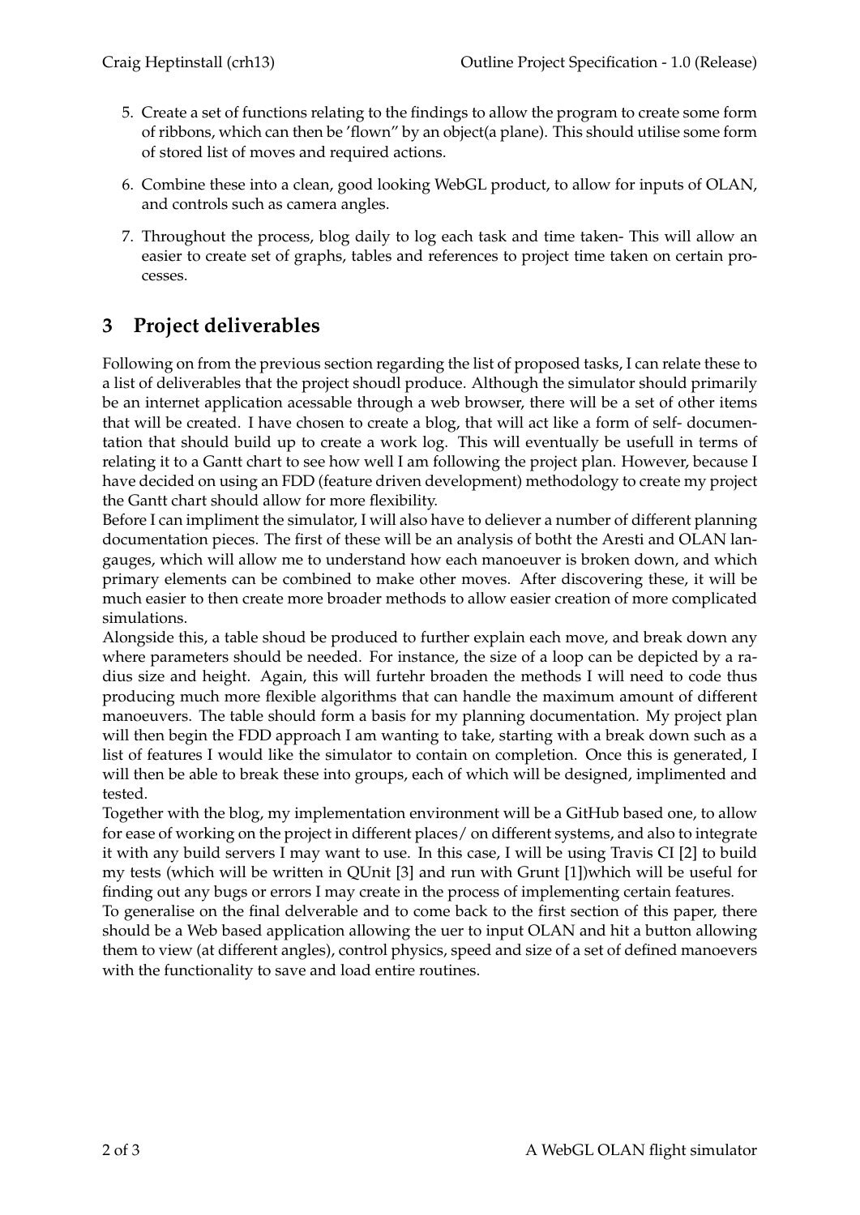5. Create a set of functions relating to the findings to allow the program to create some form of ribbons, which can then be ’flown” by an object(a plane). This should utilise some form of stored list of moves and required actions.

6. Combine these into a clean, good looking WebGL product, to allow for inputs of OLAN, and controls such as camera angles.

7. Throughout the process, blog daily to log each task and time taken- This will allow an easier to create set of graphs, tables and references to project time taken on certain processes.

## 3 Project deliverables

Following on from the previous section regarding the list of proposed tasks, I can relate these to a list of deliverables that the project shoudl produce. Although the simulator should primarily be an internet application acessable through a web browser, there will be a set of other items that will be created. I have chosen to create a blog, that will act like a form of self- documentation that should build up to create a work log. This will eventually be usefull in terms of relating it to a Gantt chart to see how well I am following the project plan. However, because I have decided on using an FDD (feature driven development) methodology to create my project the Gantt chart should allow for more flexibility.

Before I can impliment the simulator, I will also have to deliever a number of different planning documentation pieces. The first of these will be an analysis of botht the Aresti and OLAN langauges, which will allow me to understand how each manoeuver is broken down, and which primary elements can be combined to make other moves. After discovering these, it will be much easier to then create more broader methods to allow easier creation of more complicated simulations.

Alongside this, a table shoud be produced to further explain each move, and break down any where parameters should be needed. For instance, the size of a loop can be depicted by a radius size and height. Again, this will furtehr broaden the methods I will need to code thus producing much more flexible algorithms that can handle the maximum amount of different manoeuvers. The table should form a basis for my planning documentation. My project plan will then begin the FDD approach I am wanting to take, starting with a break down such as a list of features I would like the simulator to contain on completion. Once this is generated, I will then be able to break these into groups, each of which will be designed, implimented and tested.

Together with the blog, my implementation environment will be a GitHub based one, to allow for ease of working on the project in different places/ on different systems, and also to integrate it with any build servers I may want to use. In this case, I will be using Travis CI [2] to build my tests (which will be written in QUnit [3] and run with Grunt [1])which will be useful for finding out any bugs or errors I may create in the process of implementing certain features.

To generalise on the final delverable and to come back to the first section of this paper, there should be a Web based application allowing the uer to input OLAN and hit a button allowing them to view (at different angles), control physics, speed and size of a set of defined manoevers with the functionality to save and load entire routines.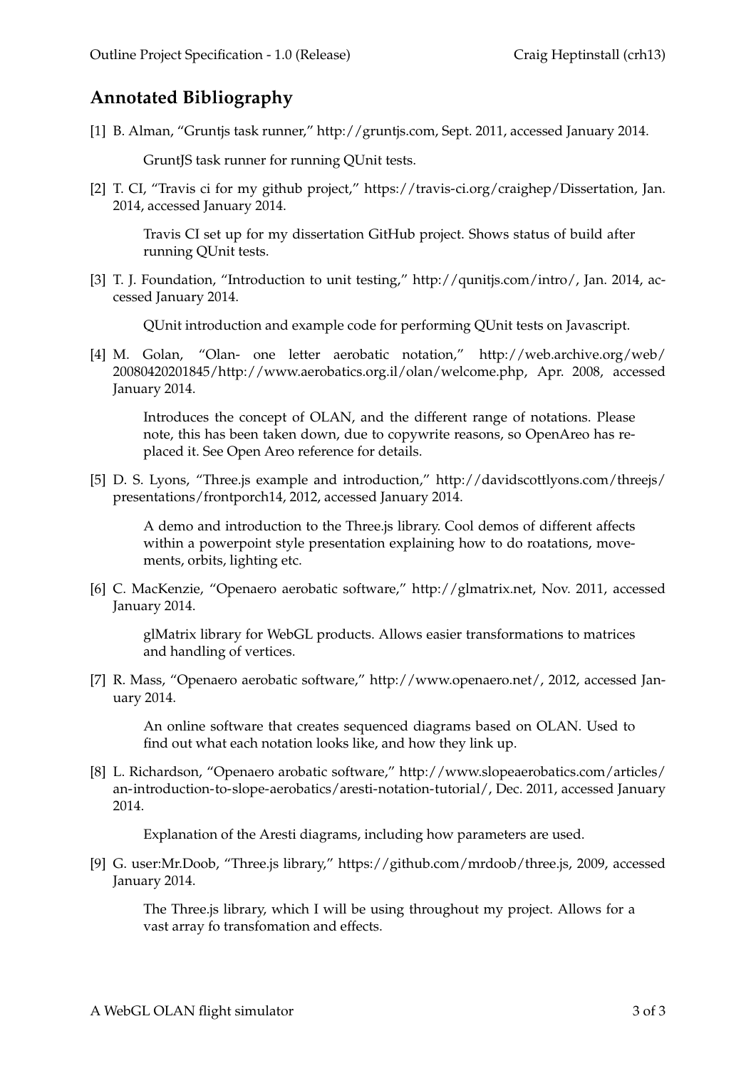## Annotated Bibliography

[1] B. Alman, "Gruntjs task runner," http://gruntjs.com, Sept. 2011, accessed January 2014.

> GruntJS task runner for running QUnit tests.

[2] T. CI, "Travis ci for my github project," https://travis-ci.org/craighep/Dissertation, Jan. 2014, accessed January 2014.

> Travis CI set up for my dissertation GitHub project. Shows status of build after running QUnit tests.

[3] T. J. Foundation, "Introduction to unit testing," http://qunitjs.com/intro/, Jan. 2014, accessed January 2014.

> QUnit introduction and example code for performing QUnit tests on Javascript.

[4] M. Golan, "Olan- one letter aerobatic notation," http://web.archive.org/web/20080420201845/http://www.aerobatics.org.il/olan/welcome.php, Apr. 2008, accessed January 2014.

> Introduces the concept of OLAN, and the different range of notations. Please note, this has been taken down, due to copywrite reasons, so OpenAreo has replaced it. See Open Areo reference for details.

[5] D. S. Lyons, "Three.js example and introduction," http://davidscottlyons.com/threejs/presentations/frontporch14, 2012, accessed January 2014.

> A demo and introduction to the Three.js library. Cool demos of different affects within a powerpoint style presentation explaining how to do roatations, movements, orbits, lighting etc.

[6] C. MacKenzie, "Openaero aerobatic software," http://glmatrix.net, Nov. 2011, accessed January 2014.

> glMatrix library for WebGL products. Allows easier transformations to matrices and handling of vertices.

[7] R. Mass, "Openaero aerobatic software," http://www.openaero.net/, 2012, accessed January 2014.

> An online software that creates sequenced diagrams based on OLAN. Used to find out what each notation looks like, and how they link up.

[8] L. Richardson, "Openaero arobatic software," http://www.slopeaerobatics.com/articles/an-introduction-to-slope-aerobatics/aresti-notation-tutorial/, Dec. 2011, accessed January 2014.

> Explanation of the Aresti diagrams, including how parameters are used.

[9] G. user:Mr.Doob, "Three.js library," https://github.com/mrdoob/three.js, 2009, accessed January 2014.

> The Three.js library, which I will be using throughout my project. Allows for a vast array fo transfomation and effects.